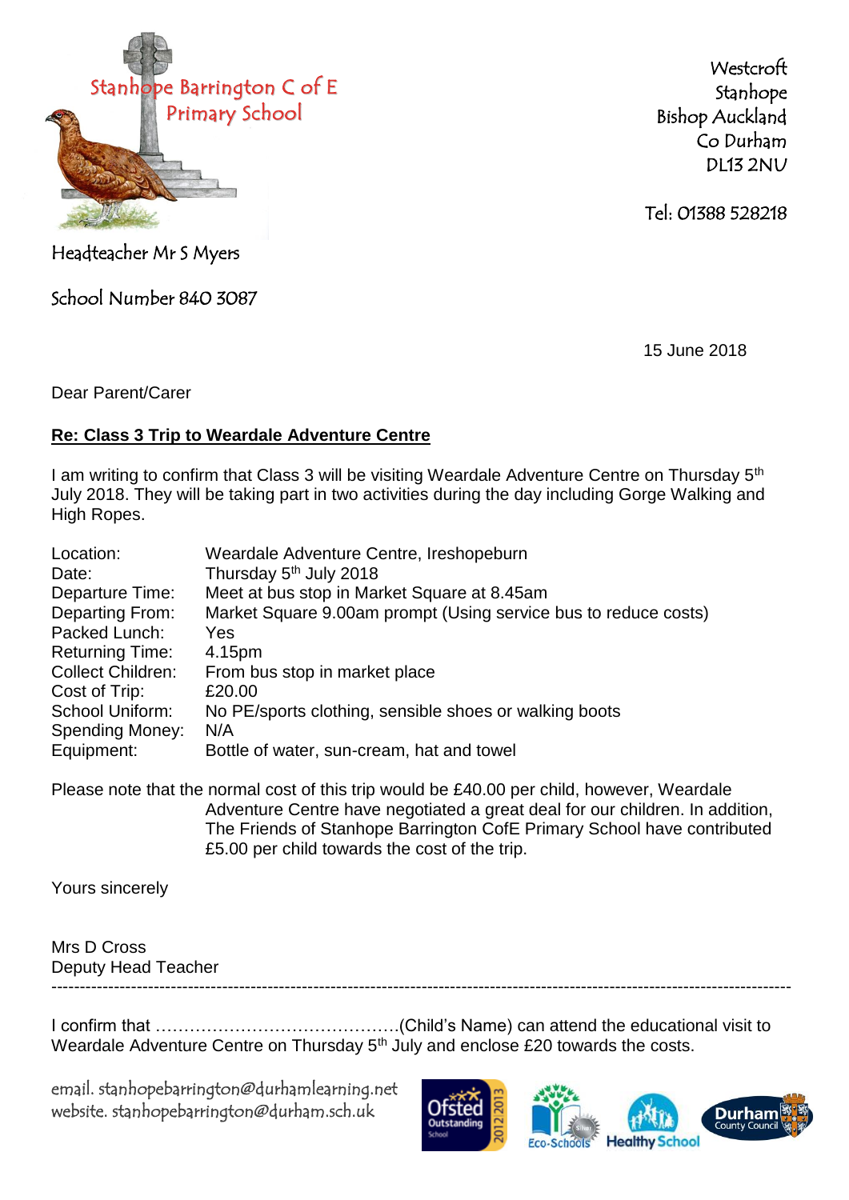Stanhope Barrington C of E Primary School

Headteacher Mr S Myers

School Number 840 3087

Westcroft
Stanhope
Bishop Auckland
Co Durham
DL13 2NU

Tel: 01388 528218

15 June 2018

Dear Parent/Carer

**Re: Class 3 Trip to Weardale Adventure Centre**

I am writing to confirm that Class 3 will be visiting Weardale Adventure Centre on Thursday 5th July 2018. They will be taking part in two activities during the day including Gorge Walking and High Ropes.

| | |
|---|---|
| Location: | Weardale Adventure Centre, Ireshopeburn |
| Date: | Thursday 5th July 2018 |
| Departure Time: | Meet at bus stop in Market Square at 8.45am |
| Departing From: | Market Square 9.00am prompt (Using service bus to reduce costs) |
| Packed Lunch: | Yes |
| Returning Time: | 4.15pm |
| Collect Children: | From bus stop in market place |
| Cost of Trip: | £20.00 |
| School Uniform: | No PE/sports clothing, sensible shoes or walking boots |
| Spending Money: | N/A |
| Equipment: | Bottle of water, sun-cream, hat and towel |

Please note that the normal cost of this trip would be £40.00 per child, however, Weardale Adventure Centre have negotiated a great deal for our children. In addition, The Friends of Stanhope Barrington CofE Primary School have contributed £5.00 per child towards the cost of the trip.

Yours sincerely

Mrs D Cross
Deputy Head Teacher

---

I confirm that ……………………………………(Child's Name) can attend the educational visit to Weardale Adventure Centre on Thursday 5th July and enclose £20 towards the costs.

email. stanhopebarrington@durhamlearning.net
website. stanhopebarrington@durham.sch.uk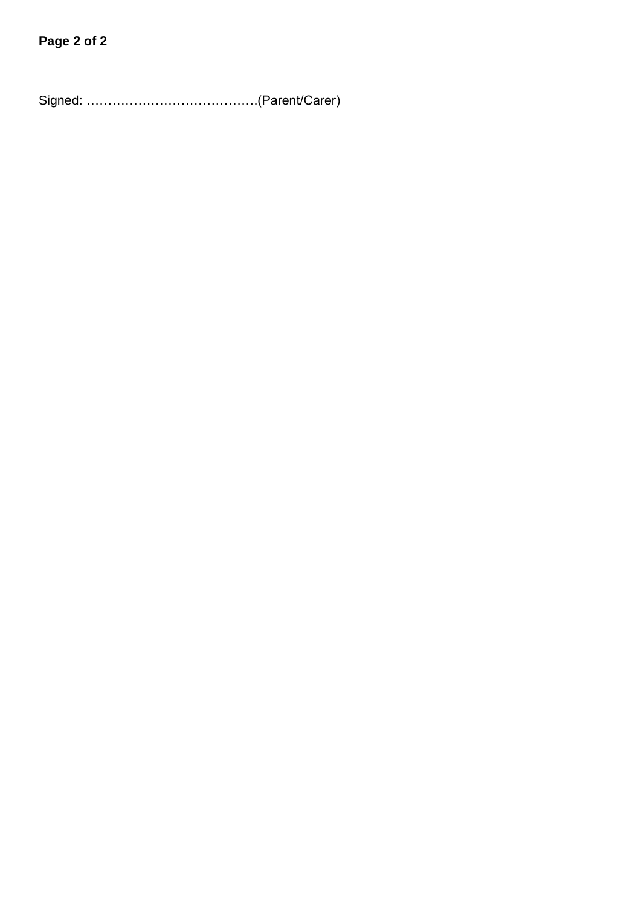Signed: ………………………………….(Parent/Carer)